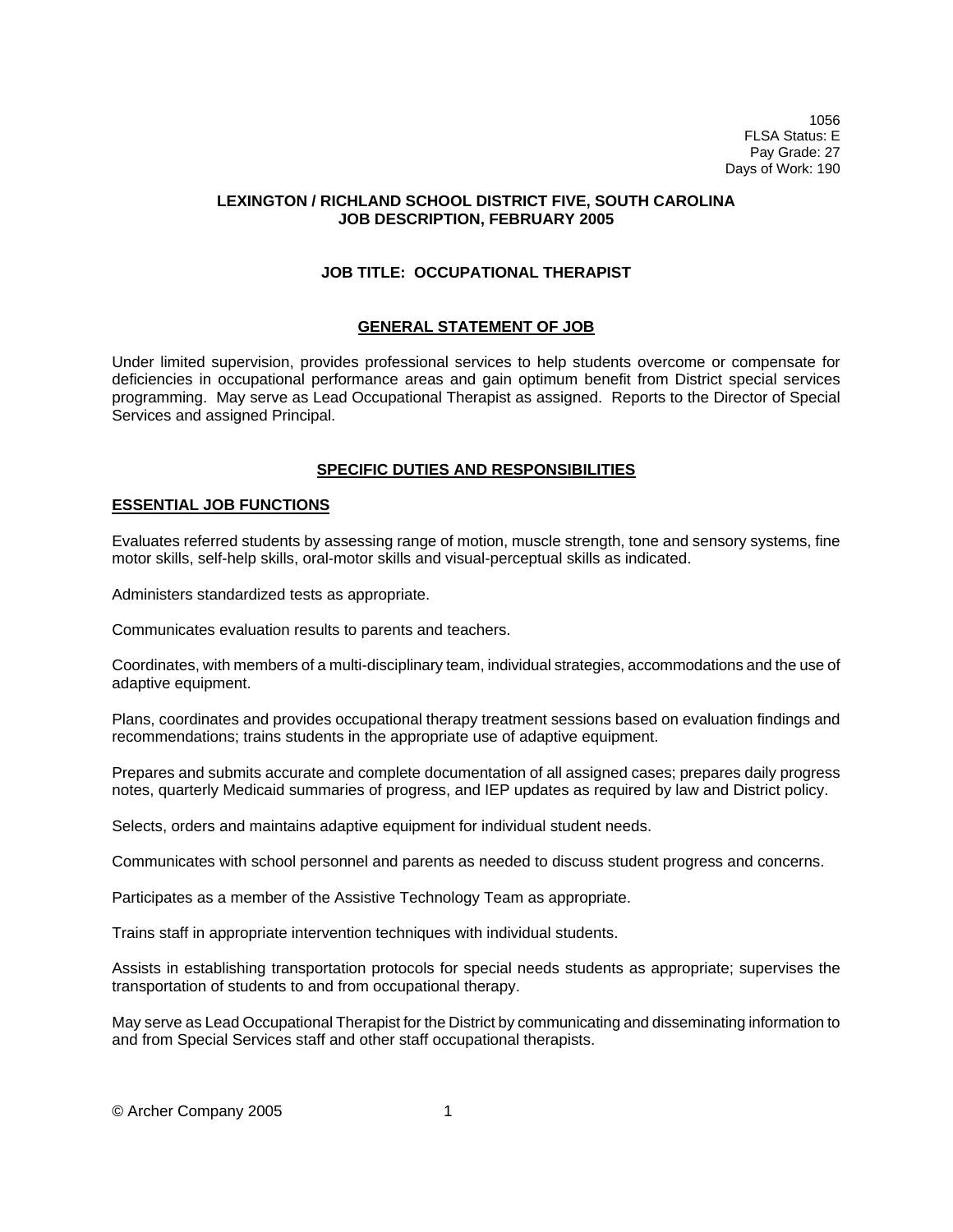1056
FLSA Status: E
Pay Grade: 27
Days of Work: 190

# LEXINGTON / RICHLAND SCHOOL DISTRICT FIVE, SOUTH CAROLINA
# JOB DESCRIPTION, FEBRUARY 2005

## JOB TITLE: OCCUPATIONAL THERAPIST

## GENERAL STATEMENT OF JOB

Under limited supervision, provides professional services to help students overcome or compensate for deficiencies in occupational performance areas and gain optimum benefit from District special services programming. May serve as Lead Occupational Therapist as assigned. Reports to the Director of Special Services and assigned Principal.

## SPECIFIC DUTIES AND RESPONSIBILITIES

### ESSENTIAL JOB FUNCTIONS

Evaluates referred students by assessing range of motion, muscle strength, tone and sensory systems, fine motor skills, self-help skills, oral-motor skills and visual-perceptual skills as indicated.

Administers standardized tests as appropriate.

Communicates evaluation results to parents and teachers.

Coordinates, with members of a multi-disciplinary team, individual strategies, accommodations and the use of adaptive equipment.

Plans, coordinates and provides occupational therapy treatment sessions based on evaluation findings and recommendations; trains students in the appropriate use of adaptive equipment.

Prepares and submits accurate and complete documentation of all assigned cases; prepares daily progress notes, quarterly Medicaid summaries of progress, and IEP updates as required by law and District policy.

Selects, orders and maintains adaptive equipment for individual student needs.

Communicates with school personnel and parents as needed to discuss student progress and concerns.

Participates as a member of the Assistive Technology Team as appropriate.

Trains staff in appropriate intervention techniques with individual students.

Assists in establishing transportation protocols for special needs students as appropriate; supervises the transportation of students to and from occupational therapy.

May serve as Lead Occupational Therapist for the District by communicating and disseminating information to and from Special Services staff and other staff occupational therapists.

© Archer Company 2005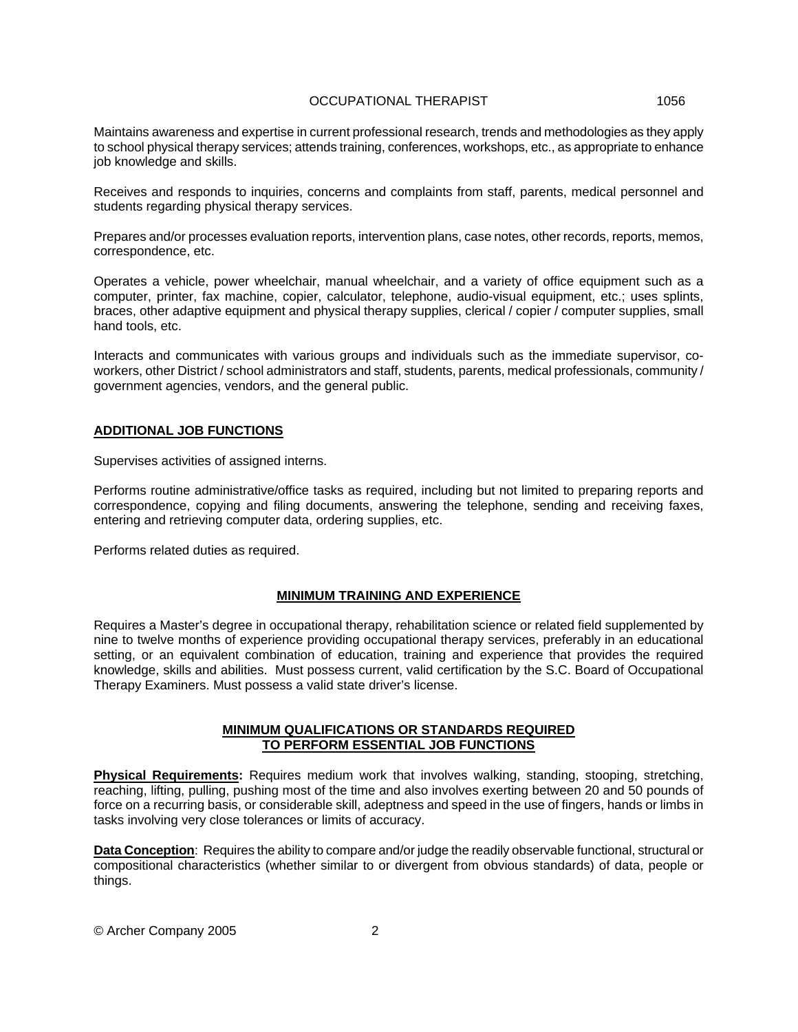Maintains awareness and expertise in current professional research, trends and methodologies as they apply to school physical therapy services; attends training, conferences, workshops, etc., as appropriate to enhance job knowledge and skills.

Receives and responds to inquiries, concerns and complaints from staff, parents, medical personnel and students regarding physical therapy services.

Prepares and/or processes evaluation reports, intervention plans, case notes, other records, reports, memos, correspondence, etc.

Operates a vehicle, power wheelchair, manual wheelchair, and a variety of office equipment such as a computer, printer, fax machine, copier, calculator, telephone, audio-visual equipment, etc.; uses splints, braces, other adaptive equipment and physical therapy supplies, clerical / copier / computer supplies, small hand tools, etc.

Interacts and communicates with various groups and individuals such as the immediate supervisor, co-workers, other District / school administrators and staff, students, parents, medical professionals, community / government agencies, vendors, and the general public.

## ADDITIONAL JOB FUNCTIONS

Supervises activities of assigned interns.

Performs routine administrative/office tasks as required, including but not limited to preparing reports and correspondence, copying and filing documents, answering the telephone, sending and receiving faxes, entering and retrieving computer data, ordering supplies, etc.

Performs related duties as required.

## MINIMUM TRAINING AND EXPERIENCE

Requires a Master's degree in occupational therapy, rehabilitation science or related field supplemented by nine to twelve months of experience providing occupational therapy services, preferably in an educational setting, or an equivalent combination of education, training and experience that provides the required knowledge, skills and abilities. Must possess current, valid certification by the S.C. Board of Occupational Therapy Examiners. Must possess a valid state driver's license.

## MINIMUM QUALIFICATIONS OR STANDARDS REQUIRED TO PERFORM ESSENTIAL JOB FUNCTIONS

**Physical Requirements:** Requires medium work that involves walking, standing, stooping, stretching, reaching, lifting, pulling, pushing most of the time and also involves exerting between 20 and 50 pounds of force on a recurring basis, or considerable skill, adeptness and speed in the use of fingers, hands or limbs in tasks involving very close tolerances or limits of accuracy.

**Data Conception**: Requires the ability to compare and/or judge the readily observable functional, structural or compositional characteristics (whether similar to or divergent from obvious standards) of data, people or things.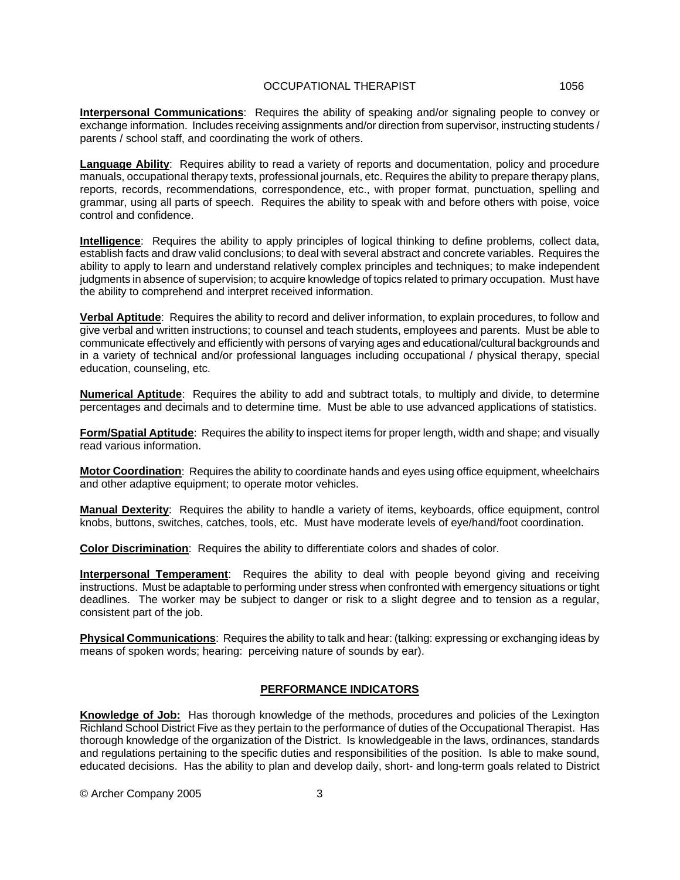**Interpersonal Communications**: Requires the ability of speaking and/or signaling people to convey or exchange information. Includes receiving assignments and/or direction from supervisor, instructing students / parents / school staff, and coordinating the work of others.

**Language Ability**: Requires ability to read a variety of reports and documentation, policy and procedure manuals, occupational therapy texts, professional journals, etc. Requires the ability to prepare therapy plans, reports, records, recommendations, correspondence, etc., with proper format, punctuation, spelling and grammar, using all parts of speech. Requires the ability to speak with and before others with poise, voice control and confidence.

**Intelligence**: Requires the ability to apply principles of logical thinking to define problems, collect data, establish facts and draw valid conclusions; to deal with several abstract and concrete variables. Requires the ability to apply to learn and understand relatively complex principles and techniques; to make independent judgments in absence of supervision; to acquire knowledge of topics related to primary occupation. Must have the ability to comprehend and interpret received information.

**Verbal Aptitude**: Requires the ability to record and deliver information, to explain procedures, to follow and give verbal and written instructions; to counsel and teach students, employees and parents. Must be able to communicate effectively and efficiently with persons of varying ages and educational/cultural backgrounds and in a variety of technical and/or professional languages including occupational / physical therapy, special education, counseling, etc.

**Numerical Aptitude**: Requires the ability to add and subtract totals, to multiply and divide, to determine percentages and decimals and to determine time. Must be able to use advanced applications of statistics.

**Form/Spatial Aptitude**: Requires the ability to inspect items for proper length, width and shape; and visually read various information.

**Motor Coordination**: Requires the ability to coordinate hands and eyes using office equipment, wheelchairs and other adaptive equipment; to operate motor vehicles.

**Manual Dexterity**: Requires the ability to handle a variety of items, keyboards, office equipment, control knobs, buttons, switches, catches, tools, etc. Must have moderate levels of eye/hand/foot coordination.

**Color Discrimination**: Requires the ability to differentiate colors and shades of color.

**Interpersonal Temperament**: Requires the ability to deal with people beyond giving and receiving instructions. Must be adaptable to performing under stress when confronted with emergency situations or tight deadlines. The worker may be subject to danger or risk to a slight degree and to tension as a regular, consistent part of the job.

**Physical Communications**: Requires the ability to talk and hear: (talking: expressing or exchanging ideas by means of spoken words; hearing: perceiving nature of sounds by ear).

## PERFORMANCE INDICATORS

**Knowledge of Job:** Has thorough knowledge of the methods, procedures and policies of the Lexington Richland School District Five as they pertain to the performance of duties of the Occupational Therapist. Has thorough knowledge of the organization of the District. Is knowledgeable in the laws, ordinances, standards and regulations pertaining to the specific duties and responsibilities of the position. Is able to make sound, educated decisions. Has the ability to plan and develop daily, short- and long-term goals related to District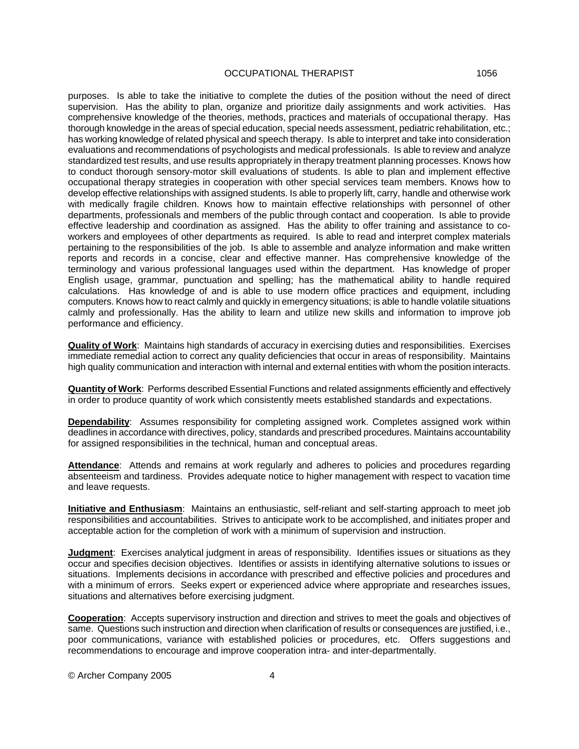purposes. Is able to take the initiative to complete the duties of the position without the need of direct supervision. Has the ability to plan, organize and prioritize daily assignments and work activities. Has comprehensive knowledge of the theories, methods, practices and materials of occupational therapy. Has thorough knowledge in the areas of special education, special needs assessment, pediatric rehabilitation, etc.; has working knowledge of related physical and speech therapy. Is able to interpret and take into consideration evaluations and recommendations of psychologists and medical professionals. Is able to review and analyze standardized test results, and use results appropriately in therapy treatment planning processes. Knows how to conduct thorough sensory-motor skill evaluations of students. Is able to plan and implement effective occupational therapy strategies in cooperation with other special services team members. Knows how to develop effective relationships with assigned students. Is able to properly lift, carry, handle and otherwise work with medically fragile children. Knows how to maintain effective relationships with personnel of other departments, professionals and members of the public through contact and cooperation. Is able to provide effective leadership and coordination as assigned. Has the ability to offer training and assistance to co-workers and employees of other departments as required. Is able to read and interpret complex materials pertaining to the responsibilities of the job. Is able to assemble and analyze information and make written reports and records in a concise, clear and effective manner. Has comprehensive knowledge of the terminology and various professional languages used within the department. Has knowledge of proper English usage, grammar, punctuation and spelling; has the mathematical ability to handle required calculations. Has knowledge of and is able to use modern office practices and equipment, including computers. Knows how to react calmly and quickly in emergency situations; is able to handle volatile situations calmly and professionally. Has the ability to learn and utilize new skills and information to improve job performance and efficiency.

**Quality of Work**: Maintains high standards of accuracy in exercising duties and responsibilities. Exercises immediate remedial action to correct any quality deficiencies that occur in areas of responsibility. Maintains high quality communication and interaction with internal and external entities with whom the position interacts.

**Quantity of Work**: Performs described Essential Functions and related assignments efficiently and effectively in order to produce quantity of work which consistently meets established standards and expectations.

**Dependability**: Assumes responsibility for completing assigned work. Completes assigned work within deadlines in accordance with directives, policy, standards and prescribed procedures. Maintains accountability for assigned responsibilities in the technical, human and conceptual areas.

**Attendance**: Attends and remains at work regularly and adheres to policies and procedures regarding absenteeism and tardiness. Provides adequate notice to higher management with respect to vacation time and leave requests.

**Initiative and Enthusiasm**: Maintains an enthusiastic, self-reliant and self-starting approach to meet job responsibilities and accountabilities. Strives to anticipate work to be accomplished, and initiates proper and acceptable action for the completion of work with a minimum of supervision and instruction.

**Judgment**: Exercises analytical judgment in areas of responsibility. Identifies issues or situations as they occur and specifies decision objectives. Identifies or assists in identifying alternative solutions to issues or situations. Implements decisions in accordance with prescribed and effective policies and procedures and with a minimum of errors. Seeks expert or experienced advice where appropriate and researches issues, situations and alternatives before exercising judgment.

**Cooperation**: Accepts supervisory instruction and direction and strives to meet the goals and objectives of same. Questions such instruction and direction when clarification of results or consequences are justified, i.e., poor communications, variance with established policies or procedures, etc. Offers suggestions and recommendations to encourage and improve cooperation intra- and inter-departmentally.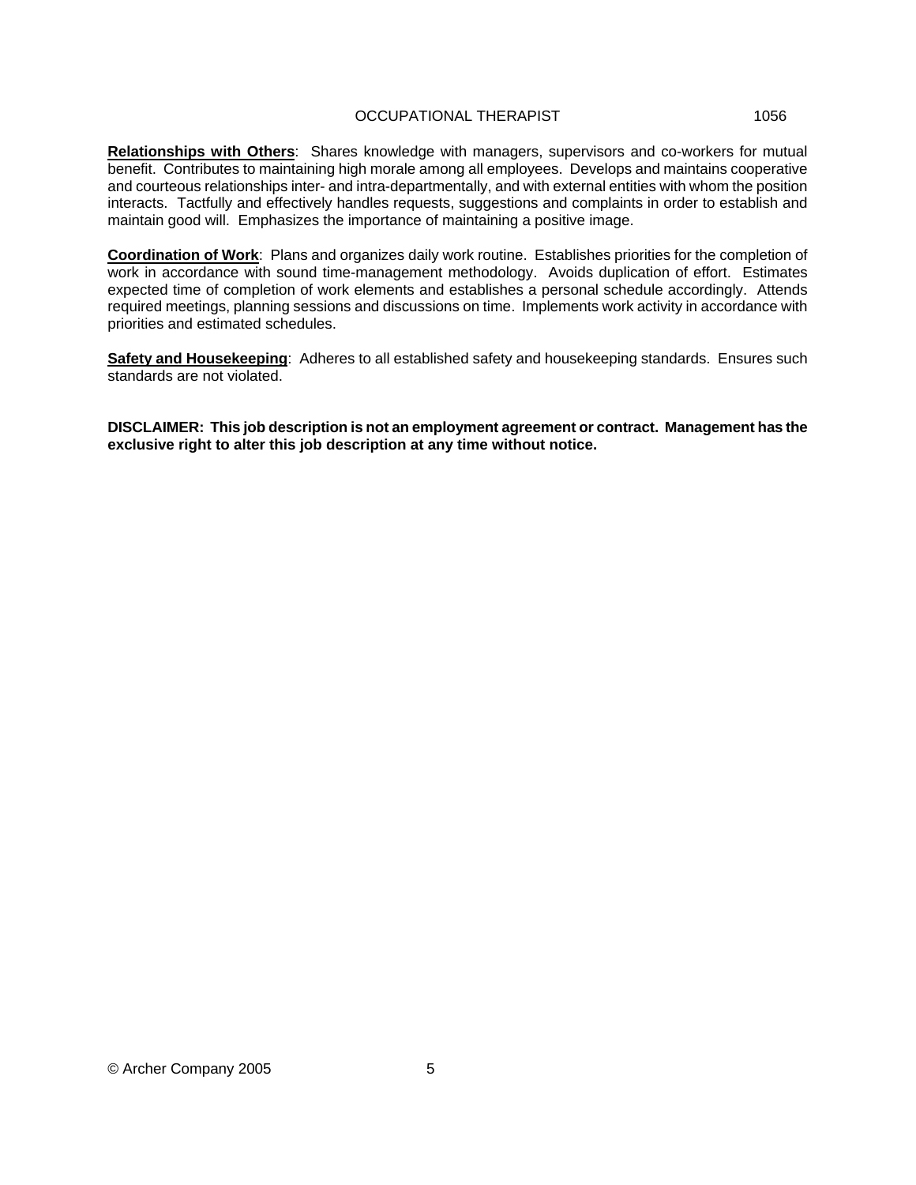**Relationships with Others**: Shares knowledge with managers, supervisors and co-workers for mutual benefit. Contributes to maintaining high morale among all employees. Develops and maintains cooperative and courteous relationships inter- and intra-departmentally, and with external entities with whom the position interacts. Tactfully and effectively handles requests, suggestions and complaints in order to establish and maintain good will. Emphasizes the importance of maintaining a positive image.

**Coordination of Work**: Plans and organizes daily work routine. Establishes priorities for the completion of work in accordance with sound time-management methodology. Avoids duplication of effort. Estimates expected time of completion of work elements and establishes a personal schedule accordingly. Attends required meetings, planning sessions and discussions on time. Implements work activity in accordance with priorities and estimated schedules.

**Safety and Housekeeping**: Adheres to all established safety and housekeeping standards. Ensures such standards are not violated.

**DISCLAIMER: This job description is not an employment agreement or contract. Management has the exclusive right to alter this job description at any time without notice.**